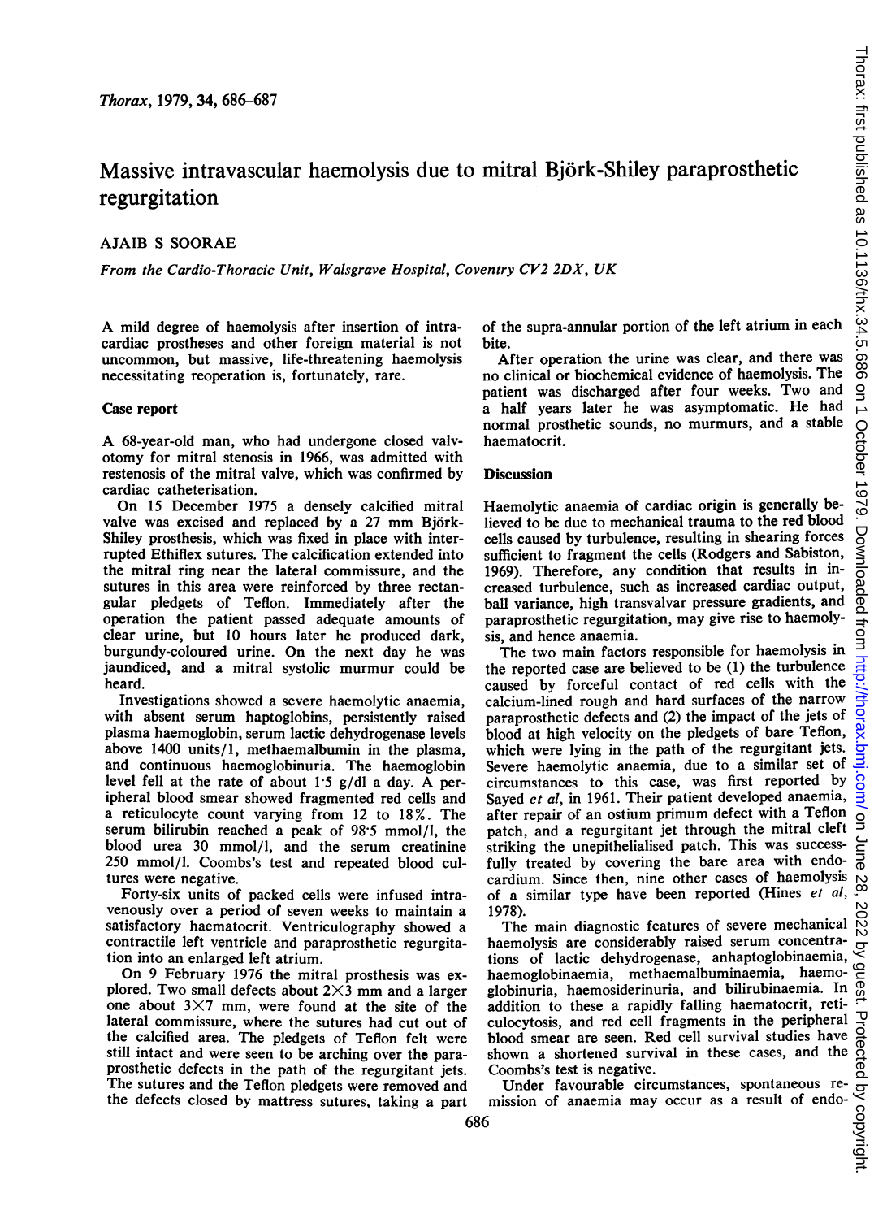# Massive intravascular haemolysis due to mitral Björk-Shiley paraprosthetic regurgitation

AJAIB S SOORAE

*From the Cardio-Thoracic Unit, Walsgrave Hospital, Coventry CV2 2DX, UK*

A mild degree of haemolysis after insertion of intracardiac prostheses and other foreign material is not uncommon, but massive, life-threatening haemolysis necessitating reoperation is, fortunately, rare.

## Case report

A 68-year-old man, who had undergone closed valvotomy for mitral stenosis in 1966, was admitted with restenosis of the mitral valve, which was confirmed by cardiac catheterisation.

On 15 December 1975 a densely calcified mitral valve was excised and replaced by a 27 mm Björk-Shiley prosthesis, which was fixed in place with interrupted Ethiflex sutures. The calcification extended into the mitral ring near the lateral commissure, and the sutures in this area were reinforced by three rectangular pledgets of Teflon. Immediately after the operation the patient passed adequate amounts of clear urine, but 10 hours later he produced dark, burgundy-coloured urine. On the next day he was jaundiced, and a mitral systolic murmur could be heard.

Investigations showed a severe haemolytic anaemia, with absent serum haptoglobins, persistently raised plasma haemoglobin, serum lactic dehydrogenase levels above 1400 units/l, methaemalbumin in the plasma, and continuous haemoglobinuria. The haemoglobin level fell at the rate of about 1·5 g/dl a day. A peripheral blood smear showed fragmented red cells and a reticulocyte count varying from 12 to 18%. The serum bilirubin reached a peak of 98·5 mmol/l, the blood urea 30 mmol/l, and the serum creatinine 250 mmol/l. Coombs's test and repeated blood cultures were negative.

Forty-six units of packed cells were infused intravenously over a period of seven weeks to maintain a satisfactory haematocrit. Ventriculography showed a contractile left ventricle and paraprosthetic regurgitation into an enlarged left atrium.

On 9 February 1976 the mitral prosthesis was explored. Two small defects about 2×3 mm and a larger one about 3×7 mm, were found at the site of the lateral commissure, where the sutures had cut out of the calcified area. The pledgets of Teflon felt were still intact and were seen to be arching over the paraprosthetic defects in the path of the regurgitant jets. The sutures and the Teflon pledgets were removed and the defects closed by mattress sutures, taking a part of the supra-annular portion of the left atrium in each bite.

After operation the urine was clear, and there was no clinical or biochemical evidence of haemolysis. The patient was discharged after four weeks. Two and a half years later he was asymptomatic. He had normal prosthetic sounds, no murmurs, and a stable haematocrit.

## Discussion

Haemolytic anaemia of cardiac origin is generally believed to be due to mechanical trauma to the red blood cells caused by turbulence, resulting in shearing forces sufficient to fragment the cells (Rodgers and Sabiston, 1969). Therefore, any condition that results in increased turbulence, such as increased cardiac output, ball variance, high transvalvar pressure gradients, and paraprosthetic regurgitation, may give rise to haemolysis, and hence anaemia.

The two main factors responsible for haemolysis in the reported case are believed to be (1) the turbulence caused by forceful contact of red cells with the calcium-lined rough and hard surfaces of the narrow paraprosthetic defects and (2) the impact of the jets of blood at high velocity on the pledgets of bare Teflon, which were lying in the path of the regurgitant jets. Severe haemolytic anaemia, due to a similar set of circumstances to this case, was first reported by Sayed *et al*, in 1961. Their patient developed anaemia, after repair of an ostium primum defect with a Teflon patch, and a regurgitant jet through the mitral cleft striking the unepithelialised patch. This was successfully treated by covering the bare area with endocardium. Since then, nine other cases of haemolysis of a similar type have been reported (Hines *et al*, 1978).

The main diagnostic features of severe mechanical haemolysis are considerably raised serum concentrations of lactic dehydrogenase, anhaptoglobinaemia, haemoglobinaemia, methaemalbuminaemia, haemoglobinuria, haemosiderinuria, and bilirubinaemia. In addition to these a rapidly falling haematocrit, reticulocytosis, and red cell fragments in the peripheral blood smear are seen. Red cell survival studies have shown a shortened survival in these cases, and the Coombs's test is negative.

Under favourable circumstances, spontaneous remission of anaemia may occur as a result of endo-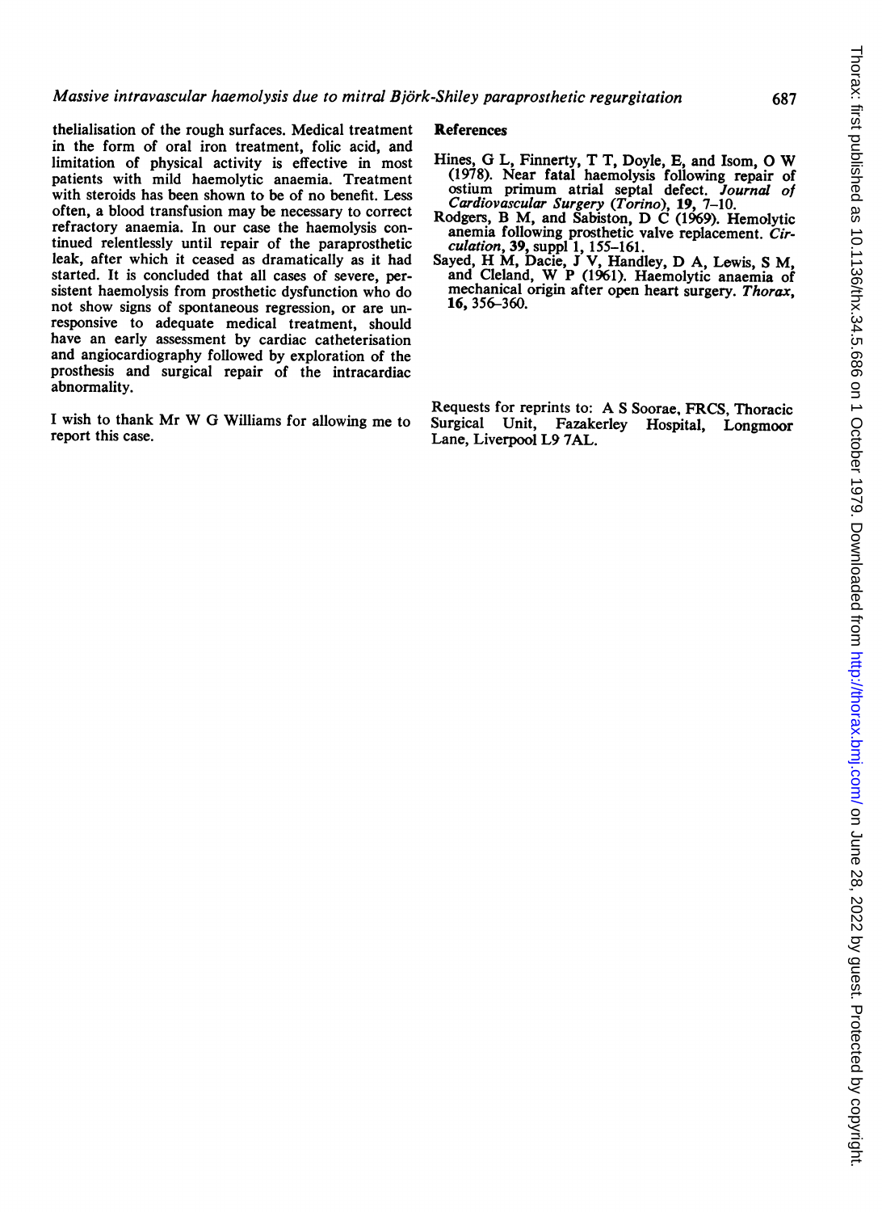thelialisation of the rough surfaces. Medical treatment in the form of oral iron treatment, folic acid, and limitation of physical activity is effective in most patients with mild haemolytic anaemia. Treatment with steroids has been shown to be of no benefit. Less often, a blood transfusion may be necessary to correct refractory anaemia. In our case the haemolysis continued relentlessly until repair of the paraprosthetic leak, after which it ceased as dramatically as it had started. It is concluded that all cases of severe, persistent haemolysis from prosthetic dysfunction who do not show signs of spontaneous regression, or are unresponsive to adequate medical treatment, should have an early assessment by cardiac catheterisation and angiocardiography followed by exploration of the prosthesis and surgical repair of the intracardiac abnormality.

I wish to thank Mr W G Williams for allowing me to report this case.

## References

Hines, G L, Finnerty, T T, Doyle, E, and Isom, O W (1978). Near fatal haemolysis following repair of ostium primum atrial septal defect. *Journal of Cardiovascular Surgery (Torino)*, **19**, 7–10.

Rodgers, B M, and Sabiston, D C (1969). Hemolytic anemia following prosthetic valve replacement. *Circulation*, **39**, suppl 1, 155–161.

Sayed, H M, Dacie, J V, Handley, D A, Lewis, S M, and Cleland, W P (1961). Haemolytic anaemia of mechanical origin after open heart surgery. *Thorax*, **16**, 356–360.

Requests for reprints to: A S Soorae, FRCS, Thoracic Surgical Unit, Fazakerley Hospital, Longmoor Lane, Liverpool L9 7AL.